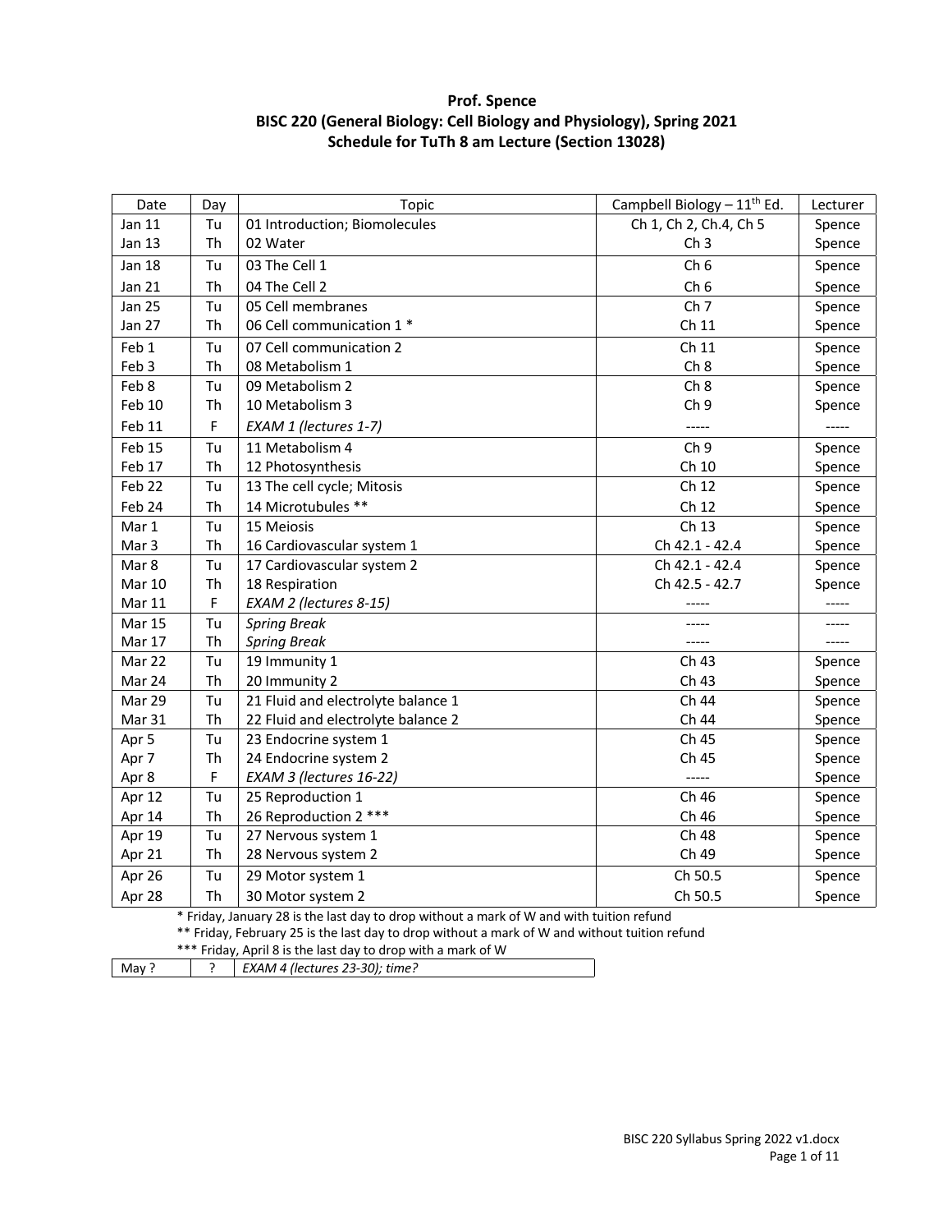**Prof. Spence**
**BISC 220 (General Biology: Cell Biology and Physiology), Spring 2021**
**Schedule for TuTh 8 am Lecture (Section 13028)**

| Date | Day | Topic | Campbell Biology – 11th Ed. | Lecturer |
|---|---|---|---|---|
| Jan 11 | Tu | 01 Introduction; Biomolecules | Ch 1, Ch 2, Ch.4, Ch 5 | Spence |
| Jan 13 | Th | 02 Water | Ch 3 | Spence |
| Jan 18 | Tu | 03 The Cell 1 | Ch 6 | Spence |
| Jan 21 | Th | 04 The Cell 2 | Ch 6 | Spence |
| Jan 25 | Tu | 05 Cell membranes | Ch 7 | Spence |
| Jan 27 | Th | 06 Cell communication 1 * | Ch 11 | Spence |
| Feb 1 | Tu | 07 Cell communication 2 | Ch 11 | Spence |
| Feb 3 | Th | 08 Metabolism 1 | Ch 8 | Spence |
| Feb 8 | Tu | 09 Metabolism 2 | Ch 8 | Spence |
| Feb 10 | Th | 10 Metabolism 3 | Ch 9 | Spence |
| Feb 11 | F | *EXAM 1 (lectures 1-7)* | ----- | ----- |
| Feb 15 | Tu | 11 Metabolism 4 | Ch 9 | Spence |
| Feb 17 | Th | 12 Photosynthesis | Ch 10 | Spence |
| Feb 22 | Tu | 13 The cell cycle; Mitosis | Ch 12 | Spence |
| Feb 24 | Th | 14 Microtubules ** | Ch 12 | Spence |
| Mar 1 | Tu | 15 Meiosis | Ch 13 | Spence |
| Mar 3 | Th | 16 Cardiovascular system 1 | Ch 42.1 - 42.4 | Spence |
| Mar 8 | Tu | 17 Cardiovascular system 2 | Ch 42.1 - 42.4 | Spence |
| Mar 10 | Th | 18 Respiration | Ch 42.5 - 42.7 | Spence |
| Mar 11 | F | *EXAM 2 (lectures 8-15)* | ----- | ----- |
| Mar 15 | Tu | *Spring Break* | ----- | ----- |
| Mar 17 | Th | *Spring Break* | ----- | ----- |
| Mar 22 | Tu | 19 Immunity 1 | Ch 43 | Spence |
| Mar 24 | Th | 20 Immunity 2 | Ch 43 | Spence |
| Mar 29 | Tu | 21 Fluid and electrolyte balance 1 | Ch 44 | Spence |
| Mar 31 | Th | 22 Fluid and electrolyte balance 2 | Ch 44 | Spence |
| Apr 5 | Tu | 23 Endocrine system 1 | Ch 45 | Spence |
| Apr 7 | Th | 24 Endocrine system 2 | Ch 45 | Spence |
| Apr 8 | F | *EXAM 3 (lectures 16-22)* | ----- | Spence |
| Apr 12 | Tu | 25 Reproduction 1 | Ch 46 | Spence |
| Apr 14 | Th | 26 Reproduction 2 *** | Ch 46 | Spence |
| Apr 19 | Tu | 27 Nervous system 1 | Ch 48 | Spence |
| Apr 21 | Th | 28 Nervous system 2 | Ch 49 | Spence |
| Apr 26 | Tu | 29 Motor system 1 | Ch 50.5 | Spence |
| Apr 28 | Th | 30 Motor system 2 | Ch 50.5 | Spence |

\* Friday, January 28 is the last day to drop without a mark of W and with tuition refund

** Friday, February 25 is the last day to drop without a mark of W and without tuition refund

*** Friday, April 8 is the last day to drop with a mark of W

| May ? | ? | *EXAM 4 (lectures 23-30); time?* |
|---|---|---|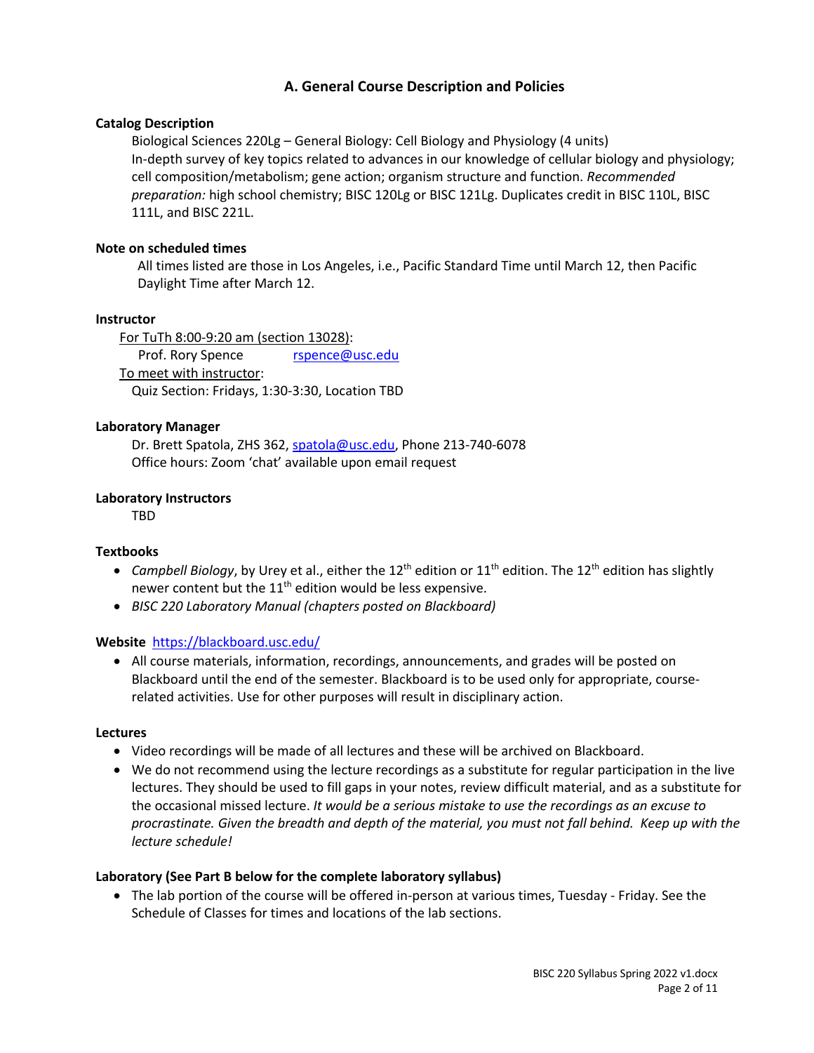## A. General Course Description and Policies

**Catalog Description**

Biological Sciences 220Lg – General Biology: Cell Biology and Physiology (4 units)
In-depth survey of key topics related to advances in our knowledge of cellular biology and physiology; cell composition/metabolism; gene action; organism structure and function. *Recommended preparation:* high school chemistry; BISC 120Lg or BISC 121Lg. Duplicates credit in BISC 110L, BISC 111L, and BISC 221L.

**Note on scheduled times**

All times listed are those in Los Angeles, i.e., Pacific Standard Time until March 12, then Pacific Daylight Time after March 12.

**Instructor**

For TuTh 8:00-9:20 am (section 13028):
Prof. Rory Spence rspence@usc.edu
To meet with instructor:
Quiz Section: Fridays, 1:30-3:30, Location TBD

**Laboratory Manager**

Dr. Brett Spatola, ZHS 362, spatola@usc.edu, Phone 213-740-6078
Office hours: Zoom 'chat' available upon email request

**Laboratory Instructors**

TBD

**Textbooks**

- *Campbell Biology*, by Urey et al., either the 12th edition or 11th edition. The 12th edition has slightly newer content but the 11th edition would be less expensive.
- *BISC 220 Laboratory Manual (chapters posted on Blackboard)*

**Website** https://blackboard.usc.edu/

- All course materials, information, recordings, announcements, and grades will be posted on Blackboard until the end of the semester. Blackboard is to be used only for appropriate, course-related activities. Use for other purposes will result in disciplinary action.

**Lectures**

- Video recordings will be made of all lectures and these will be archived on Blackboard.
- We do not recommend using the lecture recordings as a substitute for regular participation in the live lectures. They should be used to fill gaps in your notes, review difficult material, and as a substitute for the occasional missed lecture. *It would be a serious mistake to use the recordings as an excuse to procrastinate. Given the breadth and depth of the material, you must not fall behind. Keep up with the lecture schedule!*

**Laboratory (See Part B below for the complete laboratory syllabus)**

- The lab portion of the course will be offered in-person at various times, Tuesday - Friday. See the Schedule of Classes for times and locations of the lab sections.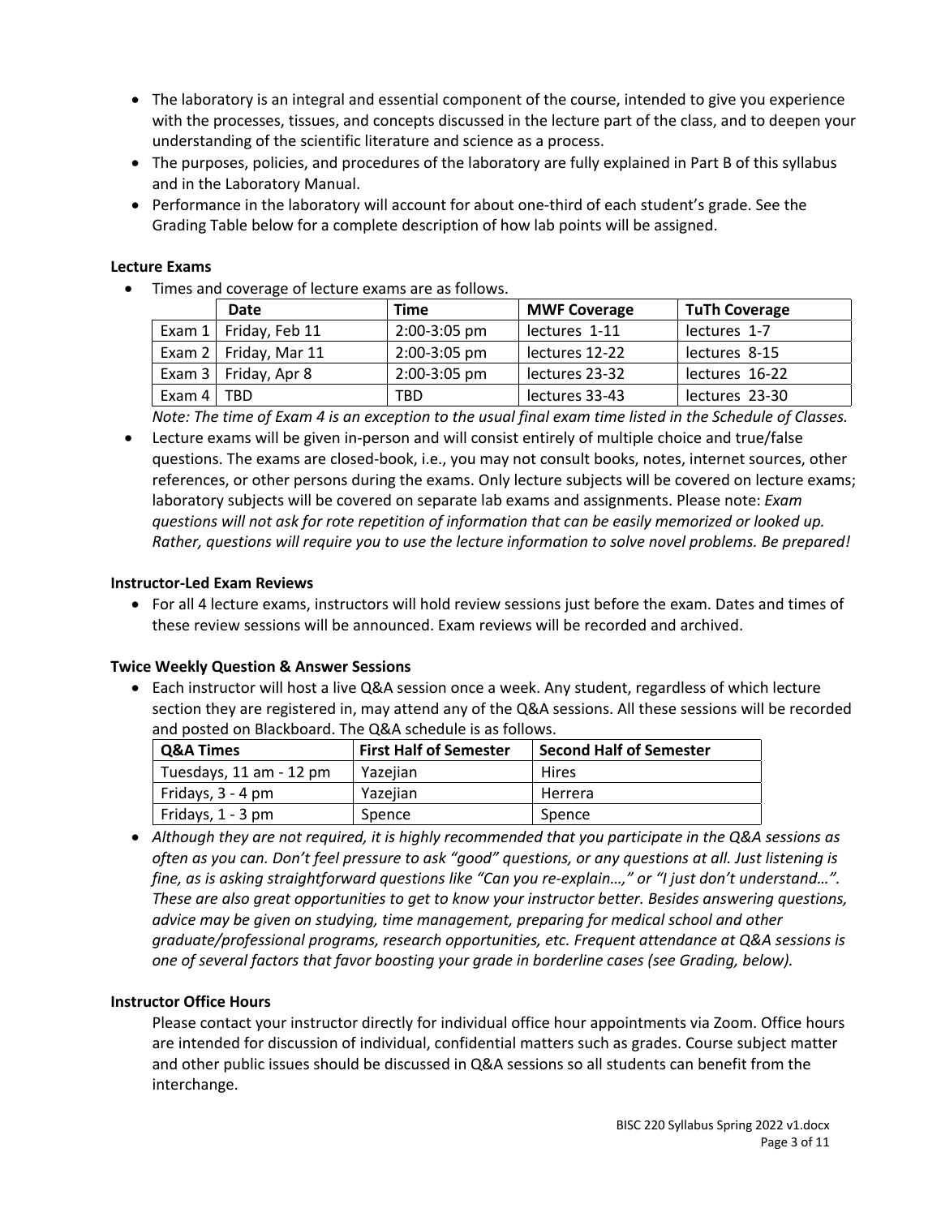- The laboratory is an integral and essential component of the course, intended to give you experience with the processes, tissues, and concepts discussed in the lecture part of the class, and to deepen your understanding of the scientific literature and science as a process.
- The purposes, policies, and procedures of the laboratory are fully explained in Part B of this syllabus and in the Laboratory Manual.
- Performance in the laboratory will account for about one-third of each student's grade. See the Grading Table below for a complete description of how lab points will be assigned.

**Lecture Exams**

- Times and coverage of lecture exams are as follows.

| | Date | Time | MWF Coverage | TuTh Coverage |
|---|---|---|---|---|
| Exam 1 | Friday, Feb 11 | 2:00-3:05 pm | lectures 1-11 | lectures 1-7 |
| Exam 2 | Friday, Mar 11 | 2:00-3:05 pm | lectures 12-22 | lectures 8-15 |
| Exam 3 | Friday, Apr 8 | 2:00-3:05 pm | lectures 23-32 | lectures 16-22 |
| Exam 4 | TBD | TBD | lectures 33-43 | lectures 23-30 |

*Note: The time of Exam 4 is an exception to the usual final exam time listed in the Schedule of Classes.*

- Lecture exams will be given in-person and will consist entirely of multiple choice and true/false questions. The exams are closed-book, i.e., you may not consult books, notes, internet sources, other references, or other persons during the exams. Only lecture subjects will be covered on lecture exams; laboratory subjects will be covered on separate lab exams and assignments. Please note: *Exam questions will not ask for rote repetition of information that can be easily memorized or looked up. Rather, questions will require you to use the lecture information to solve novel problems. Be prepared!*

**Instructor-Led Exam Reviews**

- For all 4 lecture exams, instructors will hold review sessions just before the exam. Dates and times of these review sessions will be announced. Exam reviews will be recorded and archived.

**Twice Weekly Question & Answer Sessions**

- Each instructor will host a live Q&A session once a week. Any student, regardless of which lecture section they are registered in, may attend any of the Q&A sessions. All these sessions will be recorded and posted on Blackboard. The Q&A schedule is as follows.

| Q&A Times | First Half of Semester | Second Half of Semester |
|---|---|---|
| Tuesdays, 11 am - 12 pm | Yazejian | Hires |
| Fridays, 3 - 4 pm | Yazejian | Herrera |
| Fridays, 1 - 3 pm | Spence | Spence |

- *Although they are not required, it is highly recommended that you participate in the Q&A sessions as often as you can. Don't feel pressure to ask "good" questions, or any questions at all. Just listening is fine, as is asking straightforward questions like "Can you re-explain…," or "I just don't understand…". These are also great opportunities to get to know your instructor better. Besides answering questions, advice may be given on studying, time management, preparing for medical school and other graduate/professional programs, research opportunities, etc. Frequent attendance at Q&A sessions is one of several factors that favor boosting your grade in borderline cases (see Grading, below).*

**Instructor Office Hours**

Please contact your instructor directly for individual office hour appointments via Zoom. Office hours are intended for discussion of individual, confidential matters such as grades. Course subject matter and other public issues should be discussed in Q&A sessions so all students can benefit from the interchange.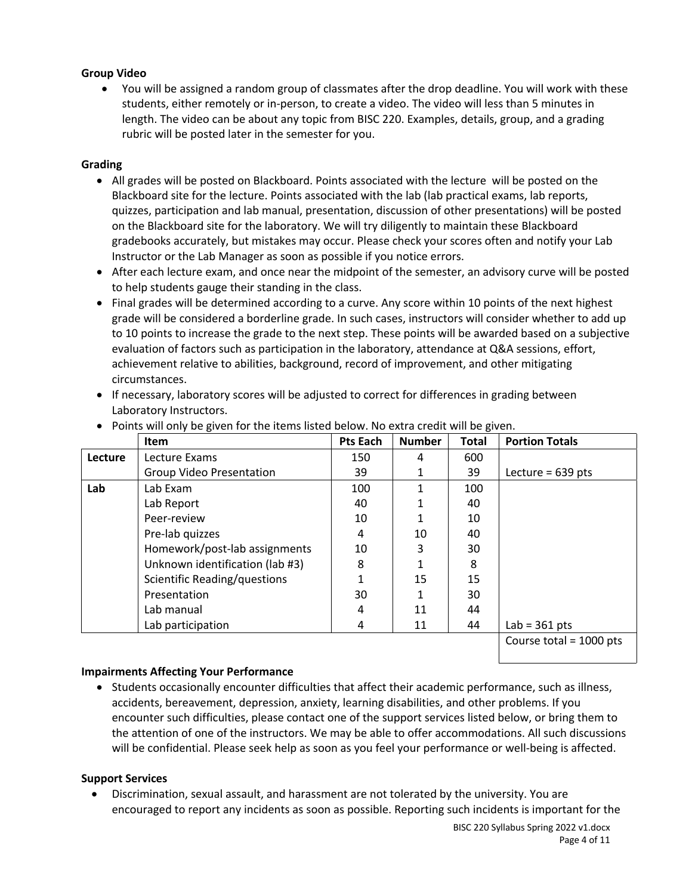**Group Video**

- You will be assigned a random group of classmates after the drop deadline. You will work with these students, either remotely or in-person, to create a video. The video will less than 5 minutes in length. The video can be about any topic from BISC 220. Examples, details, group, and a grading rubric will be posted later in the semester for you.

**Grading**

- All grades will be posted on Blackboard. Points associated with the lecture will be posted on the Blackboard site for the lecture. Points associated with the lab (lab practical exams, lab reports, quizzes, participation and lab manual, presentation, discussion of other presentations) will be posted on the Blackboard site for the laboratory. We will try diligently to maintain these Blackboard gradebooks accurately, but mistakes may occur. Please check your scores often and notify your Lab Instructor or the Lab Manager as soon as possible if you notice errors.
- After each lecture exam, and once near the midpoint of the semester, an advisory curve will be posted to help students gauge their standing in the class.
- Final grades will be determined according to a curve. Any score within 10 points of the next highest grade will be considered a borderline grade. In such cases, instructors will consider whether to add up to 10 points to increase the grade to the next step. These points will be awarded based on a subjective evaluation of factors such as participation in the laboratory, attendance at Q&A sessions, effort, achievement relative to abilities, background, record of improvement, and other mitigating circumstances.
- If necessary, laboratory scores will be adjusted to correct for differences in grading between Laboratory Instructors.
- Points will only be given for the items listed below. No extra credit will be given.

| | Item | Pts Each | Number | Total | Portion Totals |
|---|---|---|---|---|---|
| **Lecture** | Lecture Exams | 150 | 4 | 600 | |
| | Group Video Presentation | 39 | 1 | 39 | Lecture = 639 pts |
| **Lab** | Lab Exam | 100 | 1 | 100 | |
| | Lab Report | 40 | 1 | 40 | |
| | Peer-review | 10 | 1 | 10 | |
| | Pre-lab quizzes | 4 | 10 | 40 | |
| | Homework/post-lab assignments | 10 | 3 | 30 | |
| | Unknown identification (lab #3) | 8 | 1 | 8 | |
| | Scientific Reading/questions | 1 | 15 | 15 | |
| | Presentation | 30 | 1 | 30 | |
| | Lab manual | 4 | 11 | 44 | |
| | Lab participation | 4 | 11 | 44 | Lab = 361 pts |
| | | | | | Course total = 1000 pts |

**Impairments Affecting Your Performance**

- Students occasionally encounter difficulties that affect their academic performance, such as illness, accidents, bereavement, depression, anxiety, learning disabilities, and other problems. If you encounter such difficulties, please contact one of the support services listed below, or bring them to the attention of one of the instructors. We may be able to offer accommodations. All such discussions will be confidential. Please seek help as soon as you feel your performance or well-being is affected.

**Support Services**

- Discrimination, sexual assault, and harassment are not tolerated by the university. You are encouraged to report any incidents as soon as possible. Reporting such incidents is important for the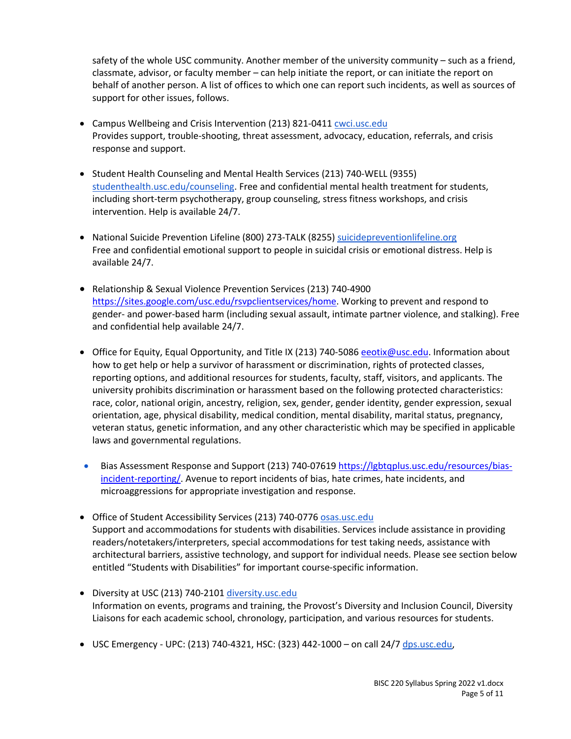safety of the whole USC community. Another member of the university community – such as a friend, classmate, advisor, or faculty member – can help initiate the report, or can initiate the report on behalf of another person. A list of offices to which one can report such incidents, as well as sources of support for other issues, follows.

- Campus Wellbeing and Crisis Intervention (213) 821-0411 [cwci.usc.edu](cwci.usc.edu)
  Provides support, trouble-shooting, threat assessment, advocacy, education, referrals, and crisis response and support.

- Student Health Counseling and Mental Health Services (213) 740-WELL (9355) [studenthealth.usc.edu/counseling](studenthealth.usc.edu/counseling). Free and confidential mental health treatment for students, including short-term psychotherapy, group counseling, stress fitness workshops, and crisis intervention. Help is available 24/7.

- National Suicide Prevention Lifeline (800) 273-TALK (8255) [suicidepreventionlifeline.org](suicidepreventionlifeline.org)
  Free and confidential emotional support to people in suicidal crisis or emotional distress. Help is available 24/7.

- Relationship & Sexual Violence Prevention Services (213) 740-4900 [https://sites.google.com/usc.edu/rsvpclientservices/home](https://sites.google.com/usc.edu/rsvpclientservices/home). Working to prevent and respond to gender- and power-based harm (including sexual assault, intimate partner violence, and stalking). Free and confidential help available 24/7.

- Office for Equity, Equal Opportunity, and Title IX (213) 740-5086 [eeotix@usc.edu](mailto:eeotix@usc.edu). Information about how to get help or help a survivor of harassment or discrimination, rights of protected classes, reporting options, and additional resources for students, faculty, staff, visitors, and applicants. The university prohibits discrimination or harassment based on the following protected characteristics: race, color, national origin, ancestry, religion, sex, gender, gender identity, gender expression, sexual orientation, age, physical disability, medical condition, mental disability, marital status, pregnancy, veteran status, genetic information, and any other characteristic which may be specified in applicable laws and governmental regulations.

- Bias Assessment Response and Support (213) 740-07619 [https://lgbtqplus.usc.edu/resources/bias-incident-reporting/](https://lgbtqplus.usc.edu/resources/bias-incident-reporting/). Avenue to report incidents of bias, hate crimes, hate incidents, and microaggressions for appropriate investigation and response.

- Office of Student Accessibility Services (213) 740-0776 [osas.usc.edu](osas.usc.edu)
  Support and accommodations for students with disabilities. Services include assistance in providing readers/notetakers/interpreters, special accommodations for test taking needs, assistance with architectural barriers, assistive technology, and support for individual needs. Please see section below entitled "Students with Disabilities" for important course-specific information.

- Diversity at USC (213) 740-2101 [diversity.usc.edu](diversity.usc.edu)
  Information on events, programs and training, the Provost's Diversity and Inclusion Council, Diversity Liaisons for each academic school, chronology, participation, and various resources for students.

- USC Emergency - UPC: (213) 740-4321, HSC: (323) 442-1000 – on call 24/7 [dps.usc.edu](dps.usc.edu),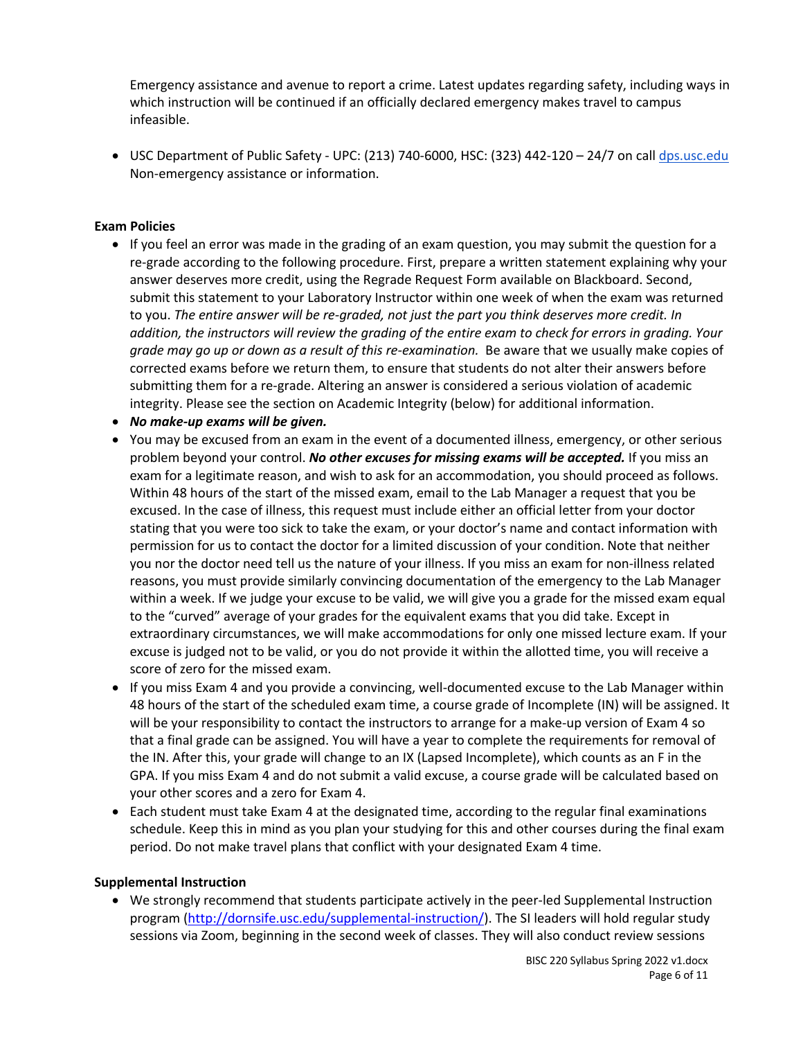Emergency assistance and avenue to report a crime. Latest updates regarding safety, including ways in which instruction will be continued if an officially declared emergency makes travel to campus infeasible.

- USC Department of Public Safety - UPC: (213) 740-6000, HSC: (323) 442-120 – 24/7 on call [dps.usc.edu](dps.usc.edu) Non-emergency assistance or information.

**Exam Policies**

- If you feel an error was made in the grading of an exam question, you may submit the question for a re-grade according to the following procedure. First, prepare a written statement explaining why your answer deserves more credit, using the Regrade Request Form available on Blackboard. Second, submit this statement to your Laboratory Instructor within one week of when the exam was returned to you. *The entire answer will be re-graded, not just the part you think deserves more credit. In addition, the instructors will review the grading of the entire exam to check for errors in grading. Your grade may go up or down as a result of this re-examination.* Be aware that we usually make copies of corrected exams before we return them, to ensure that students do not alter their answers before submitting them for a re-grade. Altering an answer is considered a serious violation of academic integrity. Please see the section on Academic Integrity (below) for additional information.
- ***No make-up exams will be given.***
- You may be excused from an exam in the event of a documented illness, emergency, or other serious problem beyond your control. ***No other excuses for missing exams will be accepted.*** If you miss an exam for a legitimate reason, and wish to ask for an accommodation, you should proceed as follows. Within 48 hours of the start of the missed exam, email to the Lab Manager a request that you be excused. In the case of illness, this request must include either an official letter from your doctor stating that you were too sick to take the exam, or your doctor's name and contact information with permission for us to contact the doctor for a limited discussion of your condition. Note that neither you nor the doctor need tell us the nature of your illness. If you miss an exam for non-illness related reasons, you must provide similarly convincing documentation of the emergency to the Lab Manager within a week. If we judge your excuse to be valid, we will give you a grade for the missed exam equal to the "curved" average of your grades for the equivalent exams that you did take. Except in extraordinary circumstances, we will make accommodations for only one missed lecture exam. If your excuse is judged not to be valid, or you do not provide it within the allotted time, you will receive a score of zero for the missed exam.
- If you miss Exam 4 and you provide a convincing, well-documented excuse to the Lab Manager within 48 hours of the start of the scheduled exam time, a course grade of Incomplete (IN) will be assigned. It will be your responsibility to contact the instructors to arrange for a make-up version of Exam 4 so that a final grade can be assigned. You will have a year to complete the requirements for removal of the IN. After this, your grade will change to an IX (Lapsed Incomplete), which counts as an F in the GPA. If you miss Exam 4 and do not submit a valid excuse, a course grade will be calculated based on your other scores and a zero for Exam 4.
- Each student must take Exam 4 at the designated time, according to the regular final examinations schedule. Keep this in mind as you plan your studying for this and other courses during the final exam period. Do not make travel plans that conflict with your designated Exam 4 time.

**Supplemental Instruction**

- We strongly recommend that students participate actively in the peer-led Supplemental Instruction program ([http://dornsife.usc.edu/supplemental-instruction/](http://dornsife.usc.edu/supplemental-instruction/)). The SI leaders will hold regular study sessions via Zoom, beginning in the second week of classes. They will also conduct review sessions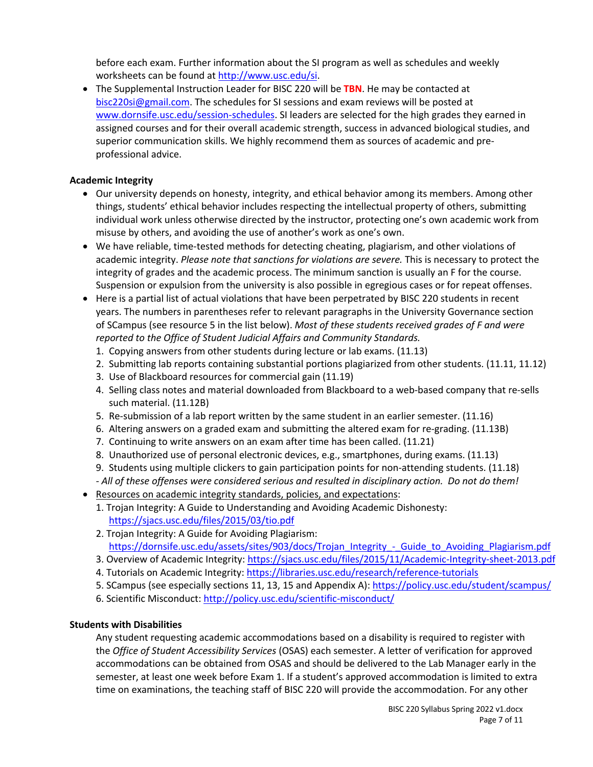before each exam. Further information about the SI program as well as schedules and weekly worksheets can be found at http://www.usc.edu/si.

- The Supplemental Instruction Leader for BISC 220 will be **TBN**. He may be contacted at bisc220si@gmail.com. The schedules for SI sessions and exam reviews will be posted at www.dornsife.usc.edu/session-schedules. SI leaders are selected for the high grades they earned in assigned courses and for their overall academic strength, success in advanced biological studies, and superior communication skills. We highly recommend them as sources of academic and pre-professional advice.

**Academic Integrity**

- Our university depends on honesty, integrity, and ethical behavior among its members. Among other things, students' ethical behavior includes respecting the intellectual property of others, submitting individual work unless otherwise directed by the instructor, protecting one's own academic work from misuse by others, and avoiding the use of another's work as one's own.
- We have reliable, time-tested methods for detecting cheating, plagiarism, and other violations of academic integrity. *Please note that sanctions for violations are severe.* This is necessary to protect the integrity of grades and the academic process. The minimum sanction is usually an F for the course. Suspension or expulsion from the university is also possible in egregious cases or for repeat offenses.
- Here is a partial list of actual violations that have been perpetrated by BISC 220 students in recent years. The numbers in parentheses refer to relevant paragraphs in the University Governance section of SCampus (see resource 5 in the list below). *Most of these students received grades of F and were reported to the Office of Student Judicial Affairs and Community Standards.*
  1. Copying answers from other students during lecture or lab exams. (11.13)
  2. Submitting lab reports containing substantial portions plagiarized from other students. (11.11, 11.12)
  3. Use of Blackboard resources for commercial gain (11.19)
  4. Selling class notes and material downloaded from Blackboard to a web-based company that re-sells such material. (11.12B)
  5. Re-submission of a lab report written by the same student in an earlier semester. (11.16)
  6. Altering answers on a graded exam and submitting the altered exam for re-grading. (11.13B)
  7. Continuing to write answers on an exam after time has been called. (11.21)
  8. Unauthorized use of personal electronic devices, e.g., smartphones, during exams. (11.13)
  9. Students using multiple clickers to gain participation points for non-attending students. (11.18)

  \- *All of these offenses were considered serious and resulted in disciplinary action. Do not do them!*
- Resources on academic integrity standards, policies, and expectations:
  1. Trojan Integrity: A Guide to Understanding and Avoiding Academic Dishonesty: https://sjacs.usc.edu/files/2015/03/tio.pdf
  2. Trojan Integrity: A Guide for Avoiding Plagiarism: https://dornsife.usc.edu/assets/sites/903/docs/Trojan_Integrity_-_Guide_to_Avoiding_Plagiarism.pdf
  3. Overview of Academic Integrity: https://sjacs.usc.edu/files/2015/11/Academic-Integrity-sheet-2013.pdf
  4. Tutorials on Academic Integrity: https://libraries.usc.edu/research/reference-tutorials
  5. SCampus (see especially sections 11, 13, 15 and Appendix A): https://policy.usc.edu/student/scampus/
  6. Scientific Misconduct: http://policy.usc.edu/scientific-misconduct/

**Students with Disabilities**

Any student requesting academic accommodations based on a disability is required to register with the *Office of Student Accessibility Services* (OSAS) each semester. A letter of verification for approved accommodations can be obtained from OSAS and should be delivered to the Lab Manager early in the semester, at least one week before Exam 1. If a student's approved accommodation is limited to extra time on examinations, the teaching staff of BISC 220 will provide the accommodation. For any other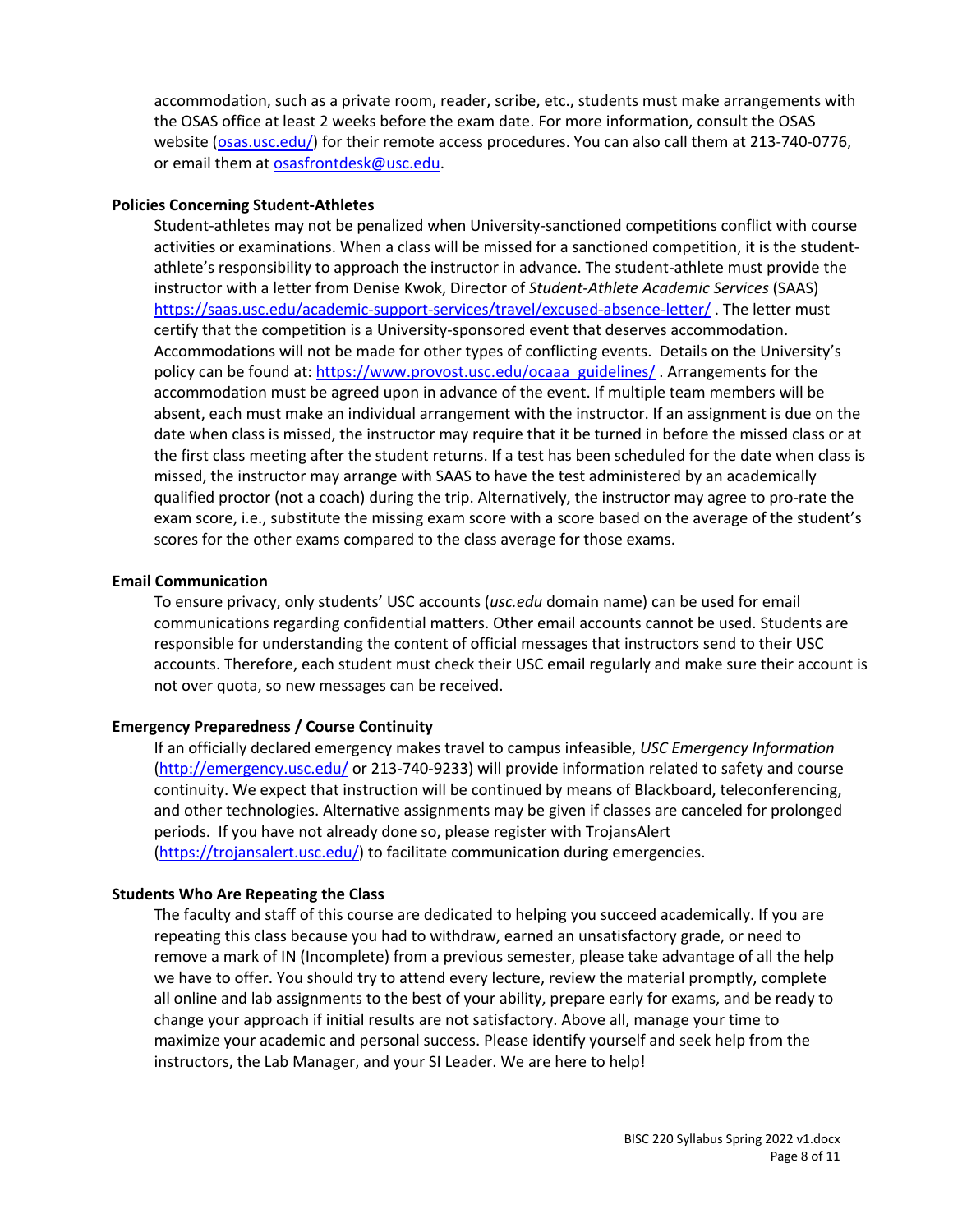accommodation, such as a private room, reader, scribe, etc., students must make arrangements with the OSAS office at least 2 weeks before the exam date. For more information, consult the OSAS website (osas.usc.edu/) for their remote access procedures. You can also call them at 213-740-0776, or email them at osasfrontdesk@usc.edu.

**Policies Concerning Student-Athletes**

Student-athletes may not be penalized when University-sanctioned competitions conflict with course activities or examinations. When a class will be missed for a sanctioned competition, it is the student-athlete's responsibility to approach the instructor in advance. The student-athlete must provide the instructor with a letter from Denise Kwok, Director of *Student-Athlete Academic Services* (SAAS) https://saas.usc.edu/academic-support-services/travel/excused-absence-letter/ . The letter must certify that the competition is a University-sponsored event that deserves accommodation. Accommodations will not be made for other types of conflicting events. Details on the University's policy can be found at: https://www.provost.usc.edu/ocaaa_guidelines/ . Arrangements for the accommodation must be agreed upon in advance of the event. If multiple team members will be absent, each must make an individual arrangement with the instructor. If an assignment is due on the date when class is missed, the instructor may require that it be turned in before the missed class or at the first class meeting after the student returns. If a test has been scheduled for the date when class is missed, the instructor may arrange with SAAS to have the test administered by an academically qualified proctor (not a coach) during the trip. Alternatively, the instructor may agree to pro-rate the exam score, i.e., substitute the missing exam score with a score based on the average of the student's scores for the other exams compared to the class average for those exams.

**Email Communication**

To ensure privacy, only students' USC accounts (*usc.edu* domain name) can be used for email communications regarding confidential matters. Other email accounts cannot be used. Students are responsible for understanding the content of official messages that instructors send to their USC accounts. Therefore, each student must check their USC email regularly and make sure their account is not over quota, so new messages can be received.

**Emergency Preparedness / Course Continuity**

If an officially declared emergency makes travel to campus infeasible, *USC Emergency Information* (http://emergency.usc.edu/ or 213-740-9233) will provide information related to safety and course continuity. We expect that instruction will be continued by means of Blackboard, teleconferencing, and other technologies. Alternative assignments may be given if classes are canceled for prolonged periods. If you have not already done so, please register with TrojansAlert (https://trojansalert.usc.edu/) to facilitate communication during emergencies.

**Students Who Are Repeating the Class**

The faculty and staff of this course are dedicated to helping you succeed academically. If you are repeating this class because you had to withdraw, earned an unsatisfactory grade, or need to remove a mark of IN (Incomplete) from a previous semester, please take advantage of all the help we have to offer. You should try to attend every lecture, review the material promptly, complete all online and lab assignments to the best of your ability, prepare early for exams, and be ready to change your approach if initial results are not satisfactory. Above all, manage your time to maximize your academic and personal success. Please identify yourself and seek help from the instructors, the Lab Manager, and your SI Leader. We are here to help!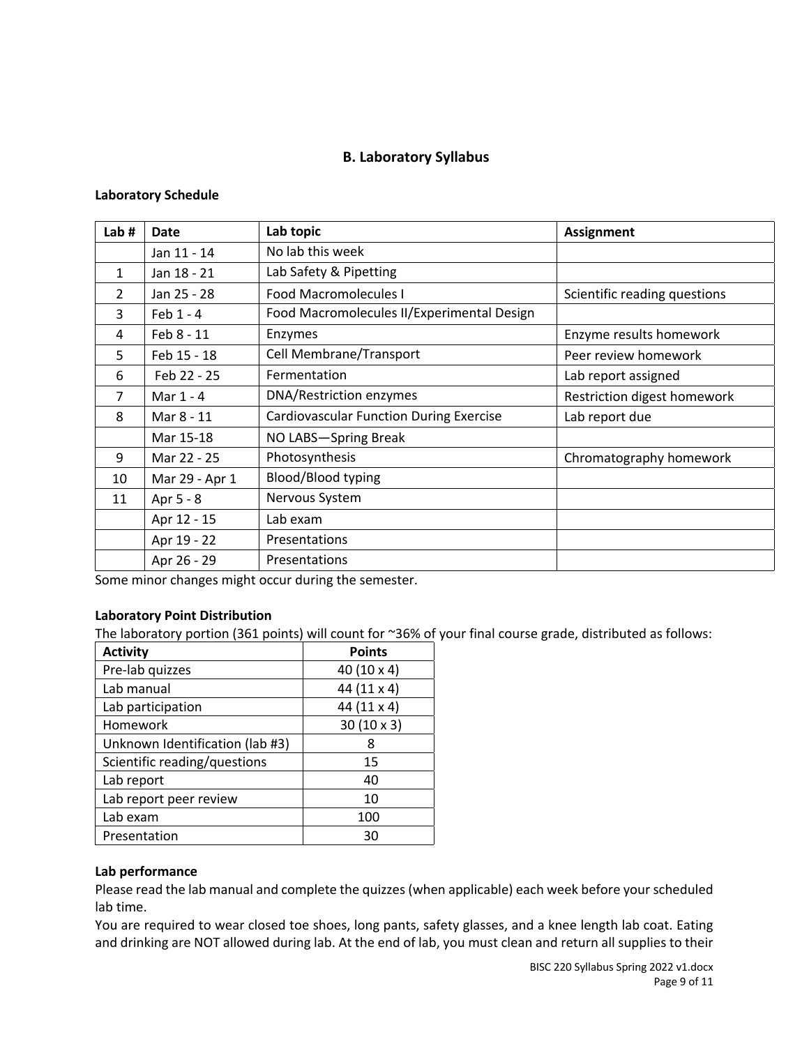## B. Laboratory Syllabus

**Laboratory Schedule**

| Lab # | Date | Lab topic | Assignment |
|---|---|---|---|
| | Jan 11 - 14 | No lab this week | |
| 1 | Jan 18 - 21 | Lab Safety & Pipetting | |
| 2 | Jan 25 - 28 | Food Macromolecules I | Scientific reading questions |
| 3 | Feb 1 - 4 | Food Macromolecules II/Experimental Design | |
| 4 | Feb 8 - 11 | Enzymes | Enzyme results homework |
| 5 | Feb 15 - 18 | Cell Membrane/Transport | Peer review homework |
| 6 | Feb 22 - 25 | Fermentation | Lab report assigned |
| 7 | Mar 1 - 4 | DNA/Restriction enzymes | Restriction digest homework |
| 8 | Mar 8 - 11 | Cardiovascular Function During Exercise | Lab report due |
| | Mar 15-18 | NO LABS—Spring Break | |
| 9 | Mar 22 - 25 | Photosynthesis | Chromatography homework |
| 10 | Mar 29 - Apr 1 | Blood/Blood typing | |
| 11 | Apr 5 - 8 | Nervous System | |
| | Apr 12 - 15 | Lab exam | |
| | Apr 19 - 22 | Presentations | |
| | Apr 26 - 29 | Presentations | |

Some minor changes might occur during the semester.

**Laboratory Point Distribution**

The laboratory portion (361 points) will count for ~36% of your final course grade, distributed as follows:

| Activity | Points |
|---|---|
| Pre-lab quizzes | 40 (10 x 4) |
| Lab manual | 44 (11 x 4) |
| Lab participation | 44 (11 x 4) |
| Homework | 30 (10 x 3) |
| Unknown Identification (lab #3) | 8 |
| Scientific reading/questions | 15 |
| Lab report | 40 |
| Lab report peer review | 10 |
| Lab exam | 100 |
| Presentation | 30 |

**Lab performance**

Please read the lab manual and complete the quizzes (when applicable) each week before your scheduled lab time.

You are required to wear closed toe shoes, long pants, safety glasses, and a knee length lab coat. Eating and drinking are NOT allowed during lab. At the end of lab, you must clean and return all supplies to their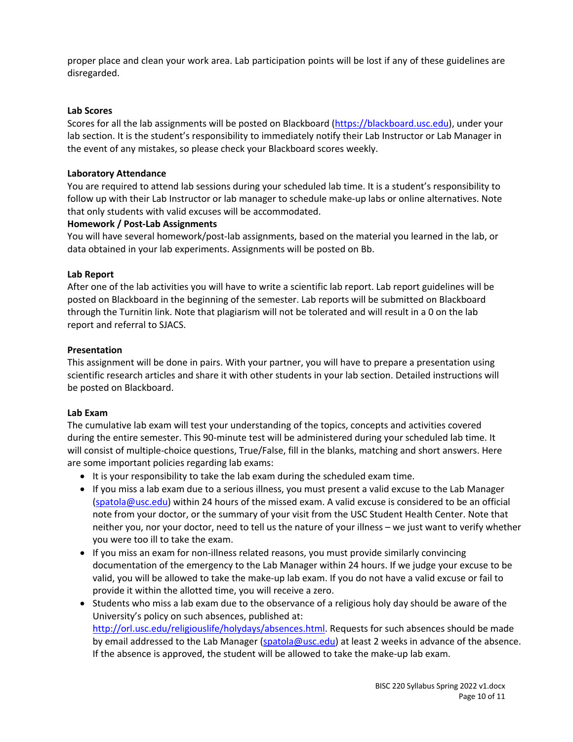proper place and clean your work area. Lab participation points will be lost if any of these guidelines are disregarded.

**Lab Scores**

Scores for all the lab assignments will be posted on Blackboard (https://blackboard.usc.edu), under your lab section. It is the student's responsibility to immediately notify their Lab Instructor or Lab Manager in the event of any mistakes, so please check your Blackboard scores weekly.

**Laboratory Attendance**

You are required to attend lab sessions during your scheduled lab time. It is a student's responsibility to follow up with their Lab Instructor or lab manager to schedule make-up labs or online alternatives. Note that only students with valid excuses will be accommodated.

**Homework / Post-Lab Assignments**

You will have several homework/post-lab assignments, based on the material you learned in the lab, or data obtained in your lab experiments. Assignments will be posted on Bb.

**Lab Report**

After one of the lab activities you will have to write a scientific lab report. Lab report guidelines will be posted on Blackboard in the beginning of the semester. Lab reports will be submitted on Blackboard through the Turnitin link. Note that plagiarism will not be tolerated and will result in a 0 on the lab report and referral to SJACS.

**Presentation**

This assignment will be done in pairs. With your partner, you will have to prepare a presentation using scientific research articles and share it with other students in your lab section. Detailed instructions will be posted on Blackboard.

**Lab Exam**

The cumulative lab exam will test your understanding of the topics, concepts and activities covered during the entire semester. This 90-minute test will be administered during your scheduled lab time. It will consist of multiple-choice questions, True/False, fill in the blanks, matching and short answers. Here are some important policies regarding lab exams:

- It is your responsibility to take the lab exam during the scheduled exam time.
- If you miss a lab exam due to a serious illness, you must present a valid excuse to the Lab Manager (spatola@usc.edu) within 24 hours of the missed exam. A valid excuse is considered to be an official note from your doctor, or the summary of your visit from the USC Student Health Center. Note that neither you, nor your doctor, need to tell us the nature of your illness – we just want to verify whether you were too ill to take the exam.
- If you miss an exam for non-illness related reasons, you must provide similarly convincing documentation of the emergency to the Lab Manager within 24 hours. If we judge your excuse to be valid, you will be allowed to take the make-up lab exam. If you do not have a valid excuse or fail to provide it within the allotted time, you will receive a zero.
- Students who miss a lab exam due to the observance of a religious holy day should be aware of the University's policy on such absences, published at: http://orl.usc.edu/religiouslife/holydays/absences.html. Requests for such absences should be made by email addressed to the Lab Manager (spatola@usc.edu) at least 2 weeks in advance of the absence. If the absence is approved, the student will be allowed to take the make-up lab exam.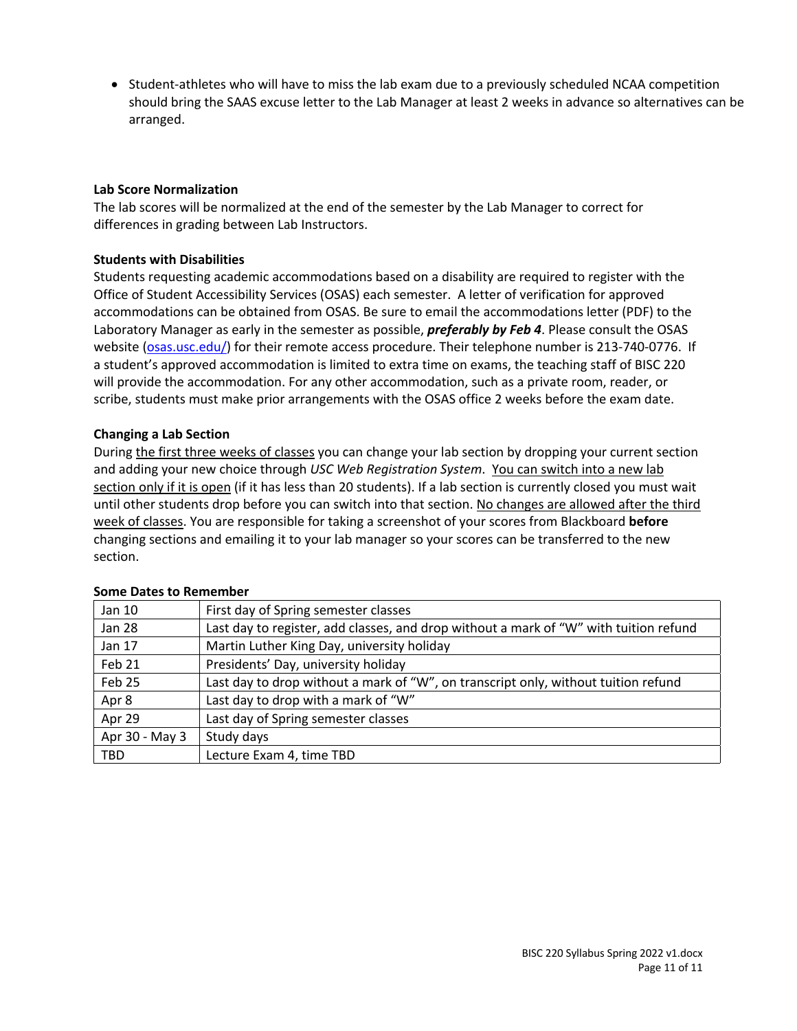- Student-athletes who will have to miss the lab exam due to a previously scheduled NCAA competition should bring the SAAS excuse letter to the Lab Manager at least 2 weeks in advance so alternatives can be arranged.

**Lab Score Normalization**

The lab scores will be normalized at the end of the semester by the Lab Manager to correct for differences in grading between Lab Instructors.

**Students with Disabilities**

Students requesting academic accommodations based on a disability are required to register with the Office of Student Accessibility Services (OSAS) each semester. A letter of verification for approved accommodations can be obtained from OSAS. Be sure to email the accommodations letter (PDF) to the Laboratory Manager as early in the semester as possible, ***preferably by Feb 4***. Please consult the OSAS website (osas.usc.edu/) for their remote access procedure. Their telephone number is 213-740-0776. If a student's approved accommodation is limited to extra time on exams, the teaching staff of BISC 220 will provide the accommodation. For any other accommodation, such as a private room, reader, or scribe, students must make prior arrangements with the OSAS office 2 weeks before the exam date.

**Changing a Lab Section**

During the first three weeks of classes you can change your lab section by dropping your current section and adding your new choice through *USC Web Registration System*. You can switch into a new lab section only if it is open (if it has less than 20 students). If a lab section is currently closed you must wait until other students drop before you can switch into that section. No changes are allowed after the third week of classes. You are responsible for taking a screenshot of your scores from Blackboard **before** changing sections and emailing it to your lab manager so your scores can be transferred to the new section.

**Some Dates to Remember**

| | |
|---|---|
| Jan 10 | First day of Spring semester classes |
| Jan 28 | Last day to register, add classes, and drop without a mark of "W" with tuition refund |
| Jan 17 | Martin Luther King Day, university holiday |
| Feb 21 | Presidents' Day, university holiday |
| Feb 25 | Last day to drop without a mark of "W", on transcript only, without tuition refund |
| Apr 8 | Last day to drop with a mark of "W" |
| Apr 29 | Last day of Spring semester classes |
| Apr 30 - May 3 | Study days |
| TBD | Lecture Exam 4, time TBD |